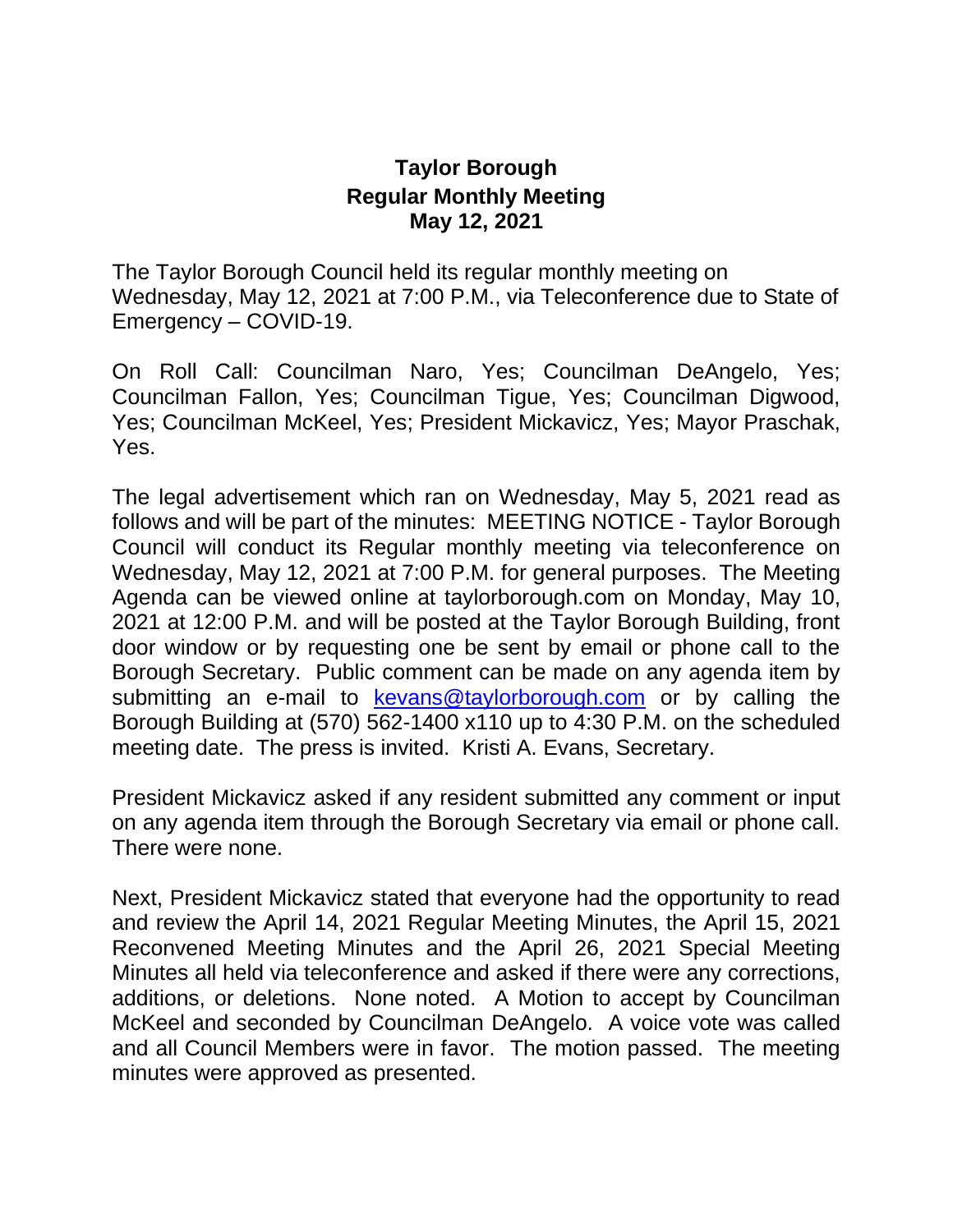# Taylor Borough
## Regular Monthly Meeting
## May 12, 2021

The Taylor Borough Council held its regular monthly meeting on Wednesday, May 12, 2021 at 7:00 P.M., via Teleconference due to State of Emergency – COVID-19.

On Roll Call: Councilman Naro, Yes; Councilman DeAngelo, Yes; Councilman Fallon, Yes; Councilman Tigue, Yes; Councilman Digwood, Yes; Councilman McKeel, Yes; President Mickavicz, Yes; Mayor Praschak, Yes.

The legal advertisement which ran on Wednesday, May 5, 2021 read as follows and will be part of the minutes: MEETING NOTICE - Taylor Borough Council will conduct its Regular monthly meeting via teleconference on Wednesday, May 12, 2021 at 7:00 P.M. for general purposes. The Meeting Agenda can be viewed online at taylorborough.com on Monday, May 10, 2021 at 12:00 P.M. and will be posted at the Taylor Borough Building, front door window or by requesting one be sent by email or phone call to the Borough Secretary. Public comment can be made on any agenda item by submitting an e-mail to kevans@taylorborough.com or by calling the Borough Building at (570) 562-1400 x110 up to 4:30 P.M. on the scheduled meeting date. The press is invited. Kristi A. Evans, Secretary.

President Mickavicz asked if any resident submitted any comment or input on any agenda item through the Borough Secretary via email or phone call. There were none.

Next, President Mickavicz stated that everyone had the opportunity to read and review the April 14, 2021 Regular Meeting Minutes, the April 15, 2021 Reconvened Meeting Minutes and the April 26, 2021 Special Meeting Minutes all held via teleconference and asked if there were any corrections, additions, or deletions. None noted. A Motion to accept by Councilman McKeel and seconded by Councilman DeAngelo. A voice vote was called and all Council Members were in favor. The motion passed. The meeting minutes were approved as presented.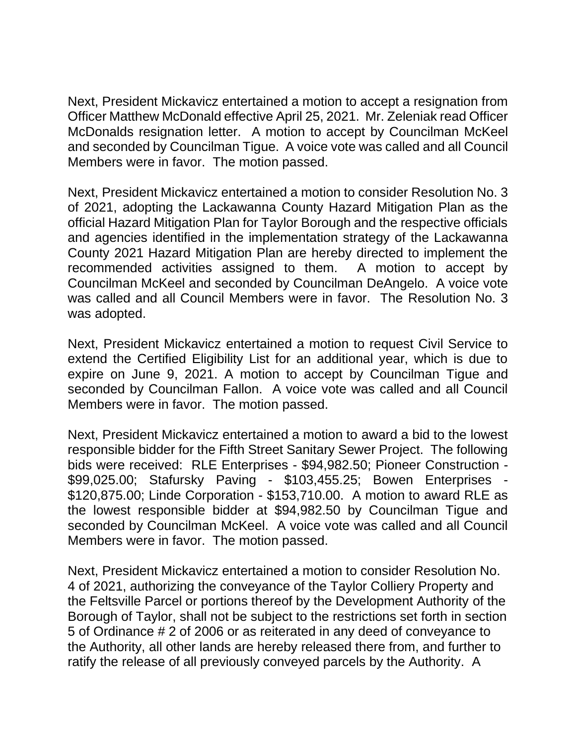Next, President Mickavicz entertained a motion to accept a resignation from Officer Matthew McDonald effective April 25, 2021. Mr. Zeleniak read Officer McDonalds resignation letter. A motion to accept by Councilman McKeel and seconded by Councilman Tigue. A voice vote was called and all Council Members were in favor. The motion passed.

Next, President Mickavicz entertained a motion to consider Resolution No. 3 of 2021, adopting the Lackawanna County Hazard Mitigation Plan as the official Hazard Mitigation Plan for Taylor Borough and the respective officials and agencies identified in the implementation strategy of the Lackawanna County 2021 Hazard Mitigation Plan are hereby directed to implement the recommended activities assigned to them. A motion to accept by Councilman McKeel and seconded by Councilman DeAngelo. A voice vote was called and all Council Members were in favor. The Resolution No. 3 was adopted.

Next, President Mickavicz entertained a motion to request Civil Service to extend the Certified Eligibility List for an additional year, which is due to expire on June 9, 2021. A motion to accept by Councilman Tigue and seconded by Councilman Fallon. A voice vote was called and all Council Members were in favor. The motion passed.

Next, President Mickavicz entertained a motion to award a bid to the lowest responsible bidder for the Fifth Street Sanitary Sewer Project. The following bids were received: RLE Enterprises - $94,982.50; Pioneer Construction - $99,025.00; Stafursky Paving - $103,455.25; Bowen Enterprises - $120,875.00; Linde Corporation - $153,710.00. A motion to award RLE as the lowest responsible bidder at $94,982.50 by Councilman Tigue and seconded by Councilman McKeel. A voice vote was called and all Council Members were in favor. The motion passed.

Next, President Mickavicz entertained a motion to consider Resolution No. 4 of 2021, authorizing the conveyance of the Taylor Colliery Property and the Feltsville Parcel or portions thereof by the Development Authority of the Borough of Taylor, shall not be subject to the restrictions set forth in section 5 of Ordinance # 2 of 2006 or as reiterated in any deed of conveyance to the Authority, all other lands are hereby released there from, and further to ratify the release of all previously conveyed parcels by the Authority. A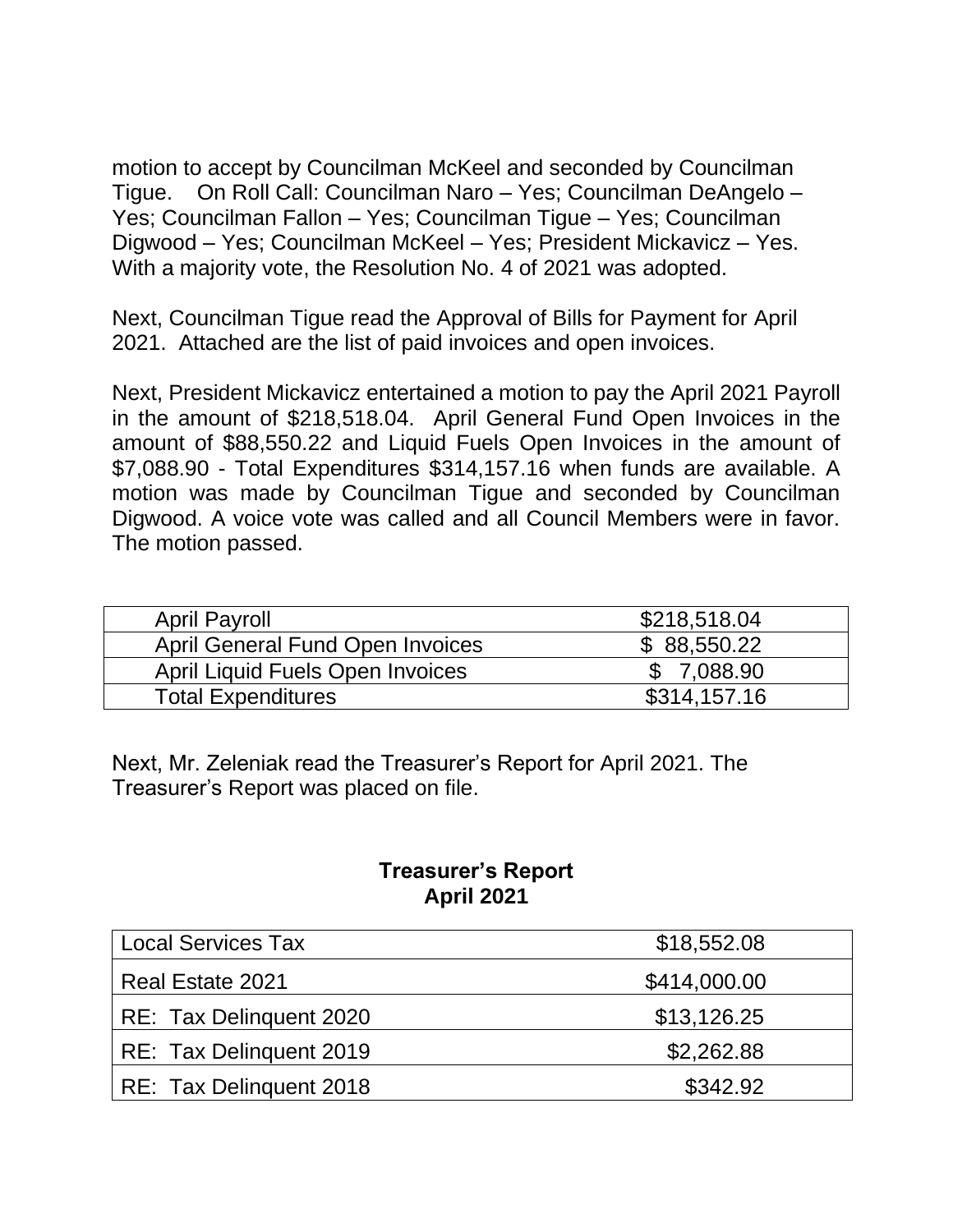motion to accept by Councilman McKeel and seconded by Councilman Tigue. On Roll Call: Councilman Naro – Yes; Councilman DeAngelo – Yes; Councilman Fallon – Yes; Councilman Tigue – Yes; Councilman Digwood – Yes; Councilman McKeel – Yes; President Mickavicz – Yes. With a majority vote, the Resolution No. 4 of 2021 was adopted.

Next, Councilman Tigue read the Approval of Bills for Payment for April 2021. Attached are the list of paid invoices and open invoices.

Next, President Mickavicz entertained a motion to pay the April 2021 Payroll in the amount of $218,518.04. April General Fund Open Invoices in the amount of $88,550.22 and Liquid Fuels Open Invoices in the amount of $7,088.90 - Total Expenditures $314,157.16 when funds are available. A motion was made by Councilman Tigue and seconded by Councilman Digwood. A voice vote was called and all Council Members were in favor. The motion passed.

| | |
|---|---|
| April Payroll | $218,518.04 |
| April General Fund Open Invoices | $ 88,550.22 |
| April Liquid Fuels Open Invoices | $ 7,088.90 |
| Total Expenditures | $314,157.16 |

Next, Mr. Zeleniak read the Treasurer's Report for April 2021. The Treasurer's Report was placed on file.

**Treasurer's Report**
**April 2021**

| | |
|---|---|
| Local Services Tax | $18,552.08 |
| Real Estate 2021 | $414,000.00 |
| RE: Tax Delinquent 2020 | $13,126.25 |
| RE: Tax Delinquent 2019 | $2,262.88 |
| RE: Tax Delinquent 2018 | $342.92 |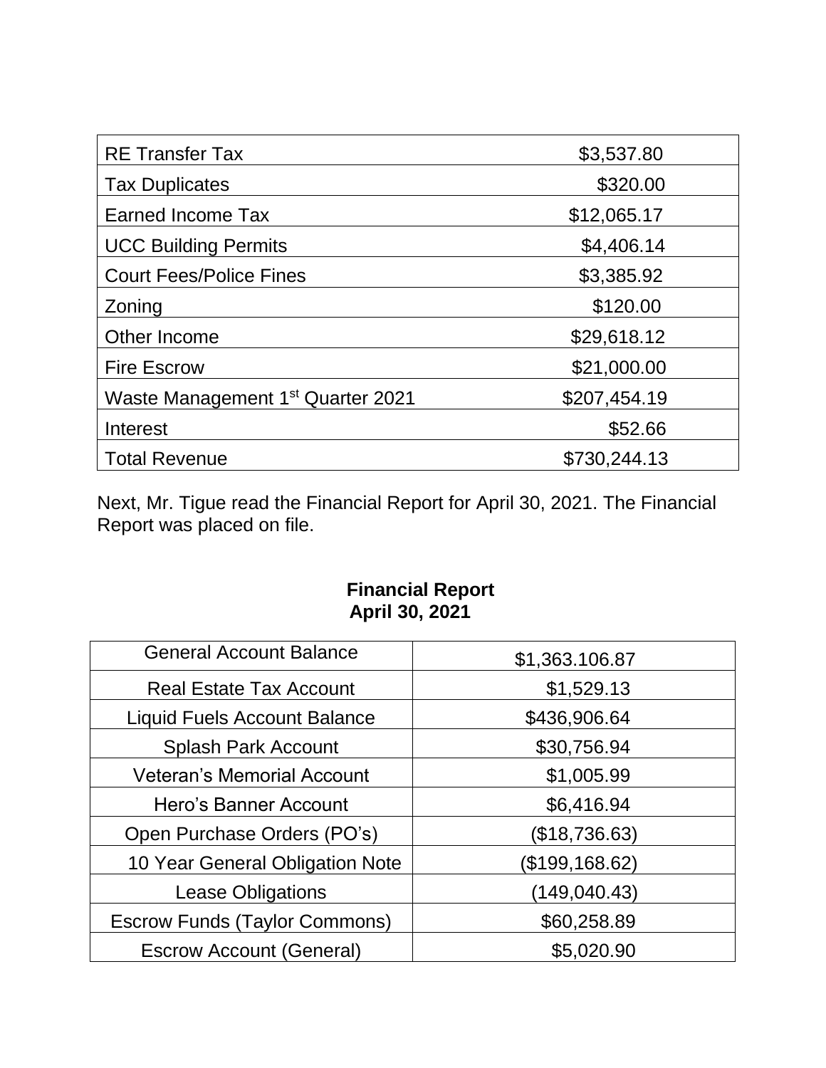| RE Transfer Tax | $3,537.80 |
| --- | --- |
| Tax Duplicates | $320.00 |
| Earned Income Tax | $12,065.17 |
| UCC Building Permits | $4,406.14 |
| Court Fees/Police Fines | $3,385.92 |
| Zoning | $120.00 |
| Other Income | $29,618.12 |
| Fire Escrow | $21,000.00 |
| Waste Management 1st Quarter 2021 | $207,454.19 |
| Interest | $52.66 |
| Total Revenue | $730,244.13 |

Next, Mr. Tigue read the Financial Report for April 30, 2021. The Financial Report was placed on file.

**Financial Report**
**April 30, 2021**

| General Account Balance | $1,363.106.87 |
| --- | --- |
| Real Estate Tax Account | $1,529.13 |
| Liquid Fuels Account Balance | $436,906.64 |
| Splash Park Account | $30,756.94 |
| Veteran's Memorial Account | $1,005.99 |
| Hero's Banner Account | $6,416.94 |
| Open Purchase Orders (PO's) | ($18,736.63) |
| 10 Year General Obligation Note | ($199,168.62) |
| Lease Obligations | (149,040.43) |
| Escrow Funds (Taylor Commons) | $60,258.89 |
| Escrow Account (General) | $5,020.90 |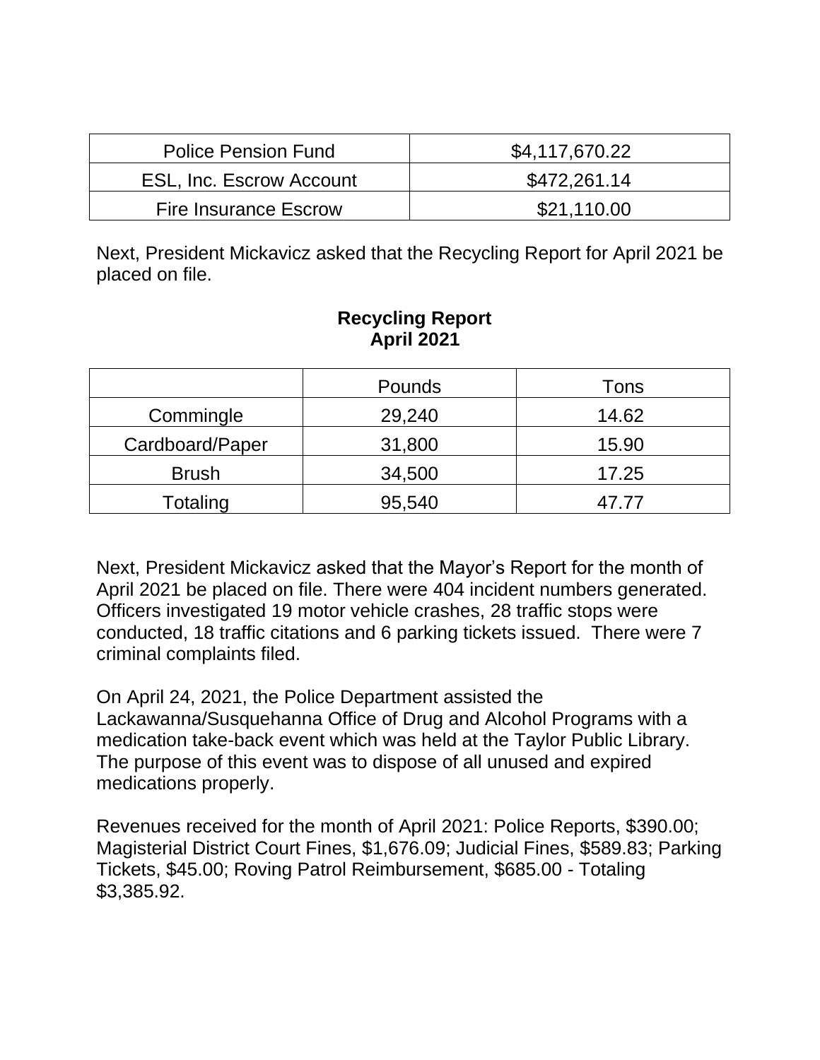| Police Pension Fund | $4,117,670.22 |
|---|---|
| ESL, Inc. Escrow Account | $472,261.14 |
| Fire Insurance Escrow | $21,110.00 |

Next, President Mickavicz asked that the Recycling Report for April 2021 be placed on file.

**Recycling Report**
**April 2021**

| | Pounds | Tons |
|---|---|---|
| Commingle | 29,240 | 14.62 |
| Cardboard/Paper | 31,800 | 15.90 |
| Brush | 34,500 | 17.25 |
| Totaling | 95,540 | 47.77 |

Next, President Mickavicz asked that the Mayor's Report for the month of April 2021 be placed on file. There were 404 incident numbers generated. Officers investigated 19 motor vehicle crashes, 28 traffic stops were conducted, 18 traffic citations and 6 parking tickets issued. There were 7 criminal complaints filed.

On April 24, 2021, the Police Department assisted the Lackawanna/Susquehanna Office of Drug and Alcohol Programs with a medication take-back event which was held at the Taylor Public Library. The purpose of this event was to dispose of all unused and expired medications properly.

Revenues received for the month of April 2021: Police Reports, $390.00; Magisterial District Court Fines, $1,676.09; Judicial Fines, $589.83; Parking Tickets, $45.00; Roving Patrol Reimbursement, $685.00 - Totaling $3,385.92.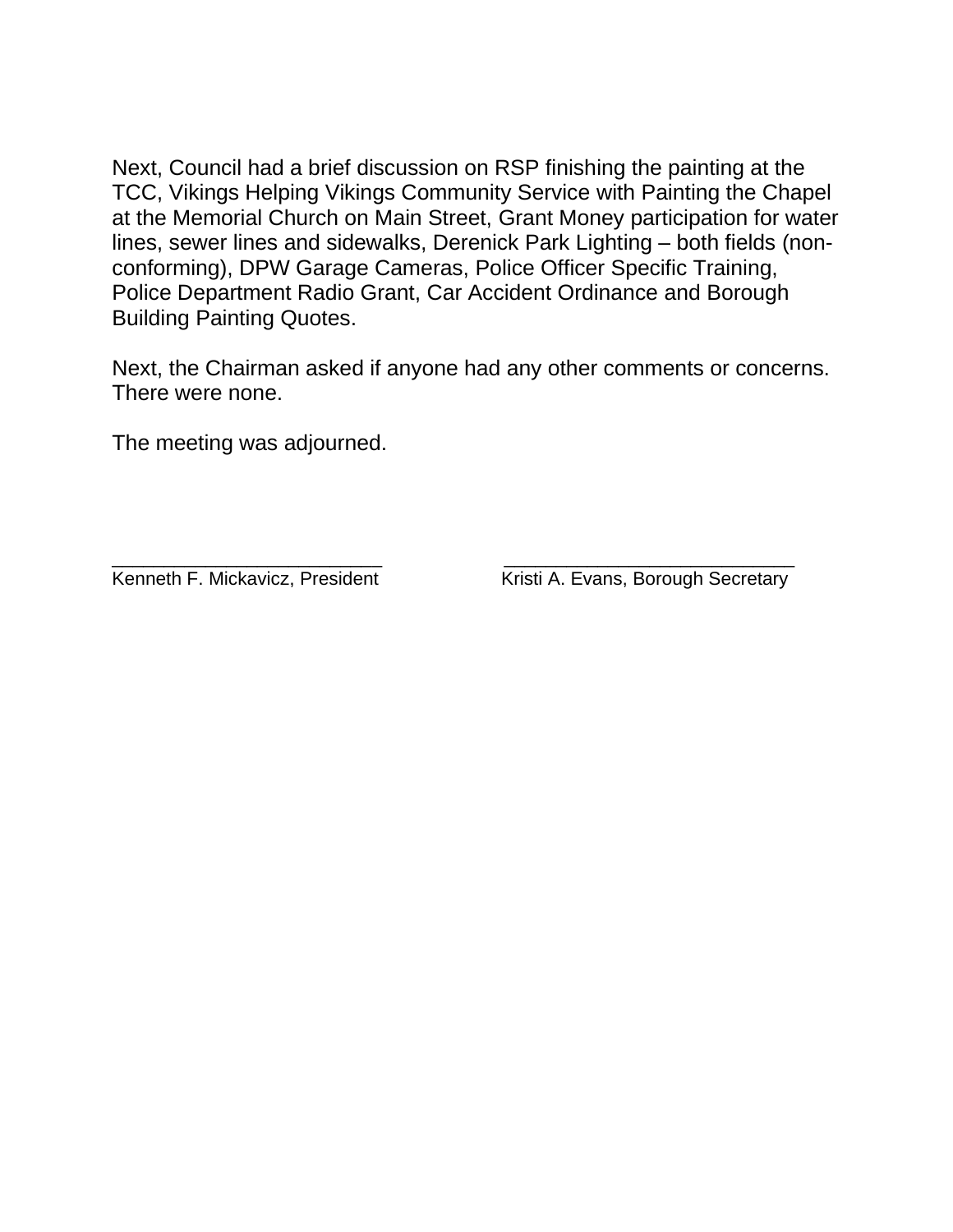Next, Council had a brief discussion on RSP finishing the painting at the TCC, Vikings Helping Vikings Community Service with Painting the Chapel at the Memorial Church on Main Street, Grant Money participation for water lines, sewer lines and sidewalks, Derenick Park Lighting – both fields (non-conforming), DPW Garage Cameras, Police Officer Specific Training, Police Department Radio Grant, Car Accident Ordinance and Borough Building Painting Quotes.

Next, the Chairman asked if anyone had any other comments or concerns. There were none.

The meeting was adjourned.

| | |
|---|---|
| _________________________ | ___________________________ |
| Kenneth F. Mickavicz, President | Kristi A. Evans, Borough Secretary |